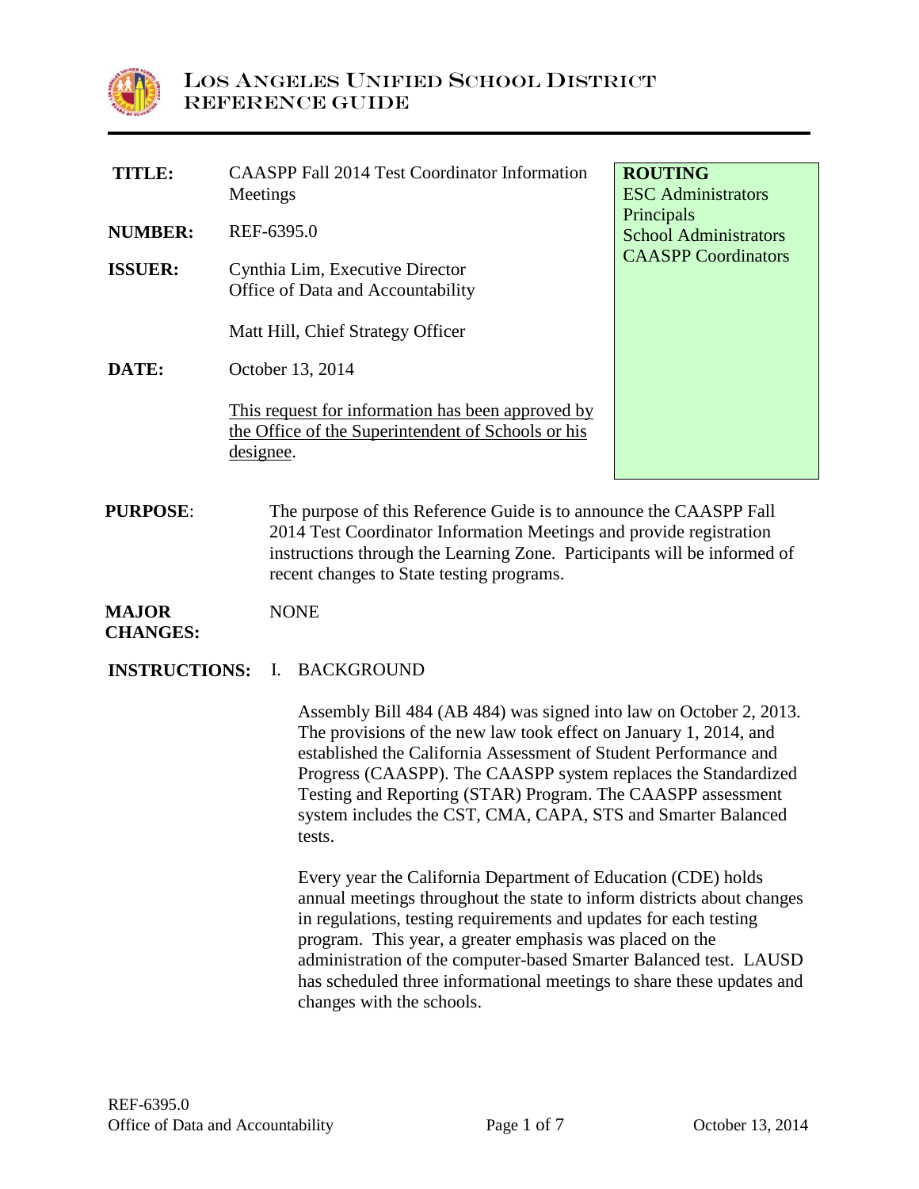# Los Angeles Unified School District
## Reference Guide

| | |
|---|---|
| **TITLE:** | CAASPP Fall 2014 Test Coordinator Information Meetings |
| **NUMBER:** | REF-6395.0 |
| **ISSUER:** | Cynthia Lim, Executive Director<br>Office of Data and Accountability<br><br>Matt Hill, Chief Strategy Officer |
| **DATE:** | October 13, 2014 |
| | This request for information has been approved by the Office of the Superintendent of Schools or his designee. |

**ROUTING**
ESC Administrators
Principals
School Administrators
CAASPP Coordinators

**PURPOSE**: The purpose of this Reference Guide is to announce the CAASPP Fall 2014 Test Coordinator Information Meetings and provide registration instructions through the Learning Zone. Participants will be informed of recent changes to State testing programs.

**MAJOR CHANGES:** NONE

**INSTRUCTIONS:**

I. BACKGROUND

Assembly Bill 484 (AB 484) was signed into law on October 2, 2013. The provisions of the new law took effect on January 1, 2014, and established the California Assessment of Student Performance and Progress (CAASPP). The CAASPP system replaces the Standardized Testing and Reporting (STAR) Program. The CAASPP assessment system includes the CST, CMA, CAPA, STS and Smarter Balanced tests.

Every year the California Department of Education (CDE) holds annual meetings throughout the state to inform districts about changes in regulations, testing requirements and updates for each testing program. This year, a greater emphasis was placed on the administration of the computer-based Smarter Balanced test. LAUSD has scheduled three informational meetings to share these updates and changes with the schools.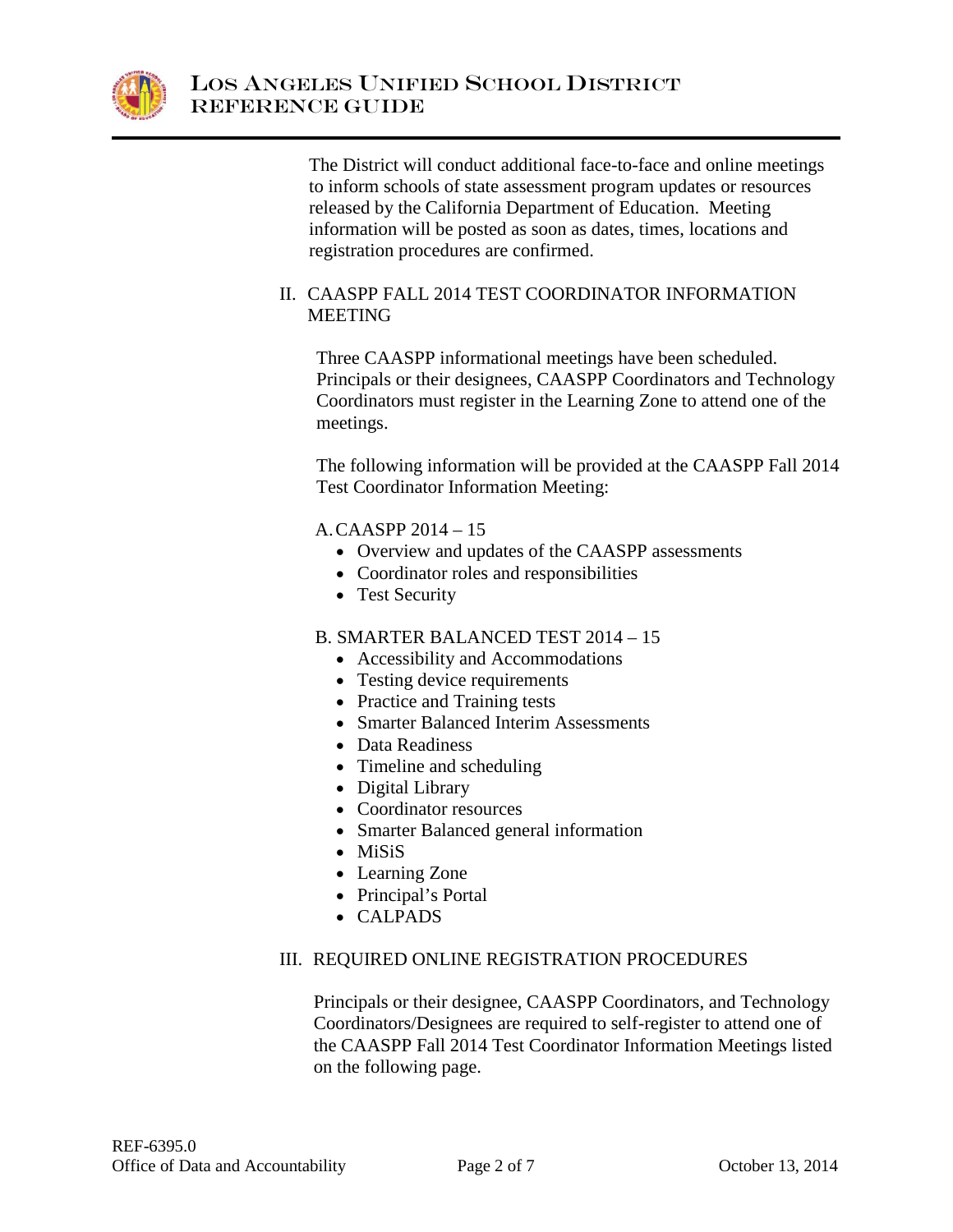The District will conduct additional face-to-face and online meetings to inform schools of state assessment program updates or resources released by the California Department of Education. Meeting information will be posted as soon as dates, times, locations and registration procedures are confirmed.

## II. CAASPP FALL 2014 TEST COORDINATOR INFORMATION MEETING

Three CAASPP informational meetings have been scheduled. Principals or their designees, CAASPP Coordinators and Technology Coordinators must register in the Learning Zone to attend one of the meetings.

The following information will be provided at the CAASPP Fall 2014 Test Coordinator Information Meeting:

### A. CAASPP 2014 – 15

- Overview and updates of the CAASPP assessments
- Coordinator roles and responsibilities
- Test Security

### B. SMARTER BALANCED TEST 2014 – 15

- Accessibility and Accommodations
- Testing device requirements
- Practice and Training tests
- Smarter Balanced Interim Assessments
- Data Readiness
- Timeline and scheduling
- Digital Library
- Coordinator resources
- Smarter Balanced general information
- MiSiS
- Learning Zone
- Principal's Portal
- CALPADS

## III. REQUIRED ONLINE REGISTRATION PROCEDURES

Principals or their designee, CAASPP Coordinators, and Technology Coordinators/Designees are required to self-register to attend one of the CAASPP Fall 2014 Test Coordinator Information Meetings listed on the following page.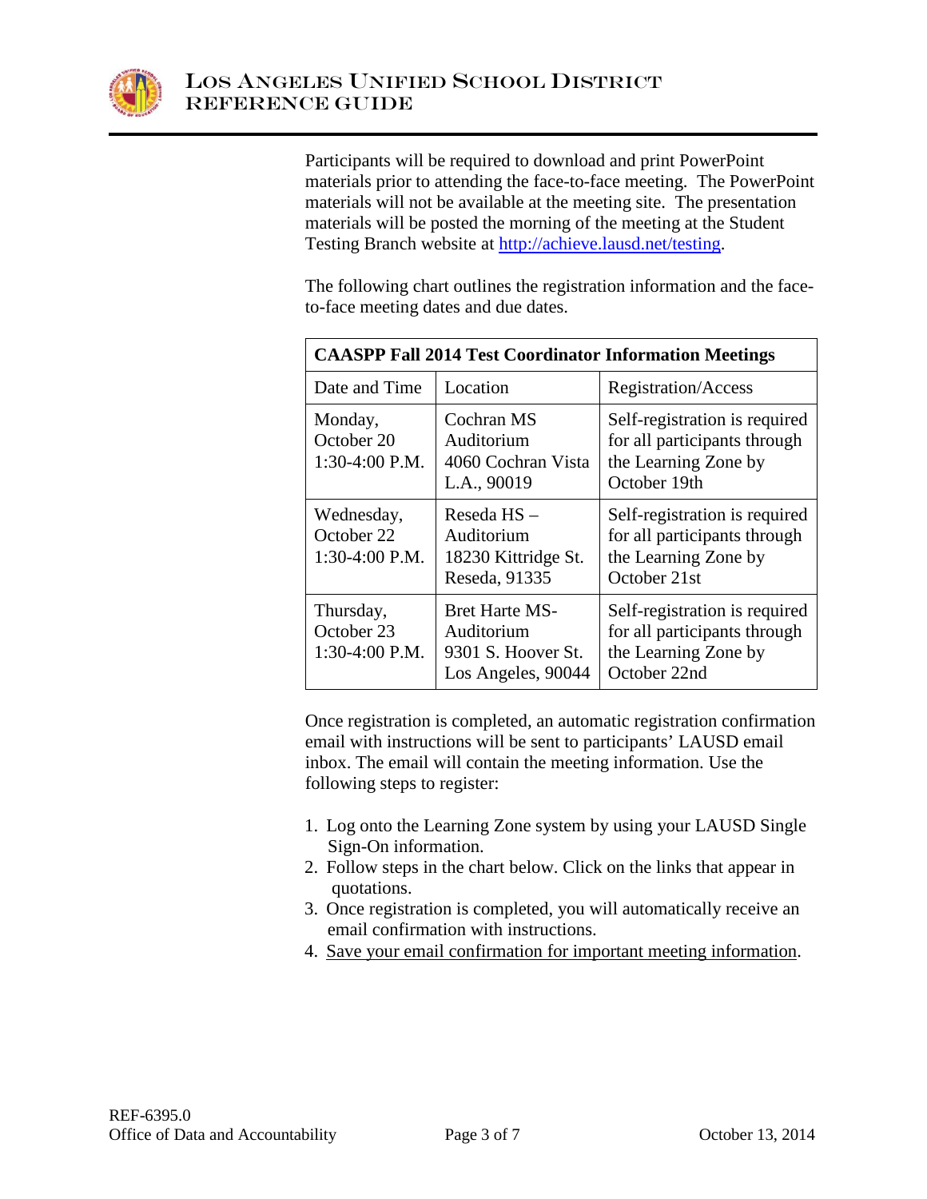Participants will be required to download and print PowerPoint materials prior to attending the face-to-face meeting. The PowerPoint materials will not be available at the meeting site. The presentation materials will be posted the morning of the meeting at the Student Testing Branch website at http://achieve.lausd.net/testing.

The following chart outlines the registration information and the face-to-face meeting dates and due dates.

| **CAASPP Fall 2014 Test Coordinator Information Meetings** | | |
|---|---|---|
| Date and Time | Location | Registration/Access |
| Monday, October 20 1:30-4:00 P.M. | Cochran MS Auditorium 4060 Cochran Vista L.A., 90019 | Self-registration is required for all participants through the Learning Zone by October 19th |
| Wednesday, October 22 1:30-4:00 P.M. | Reseda HS – Auditorium 18230 Kittridge St. Reseda, 91335 | Self-registration is required for all participants through the Learning Zone by October 21st |
| Thursday, October 23 1:30-4:00 P.M. | Bret Harte MS- Auditorium 9301 S. Hoover St. Los Angeles, 90044 | Self-registration is required for all participants through the Learning Zone by October 22nd |

Once registration is completed, an automatic registration confirmation email with instructions will be sent to participants' LAUSD email inbox. The email will contain the meeting information. Use the following steps to register:

1. Log onto the Learning Zone system by using your LAUSD Single Sign-On information.
2. Follow steps in the chart below. Click on the links that appear in quotations.
3. Once registration is completed, you will automatically receive an email confirmation with instructions.
4. <u>Save your email confirmation for important meeting information</u>.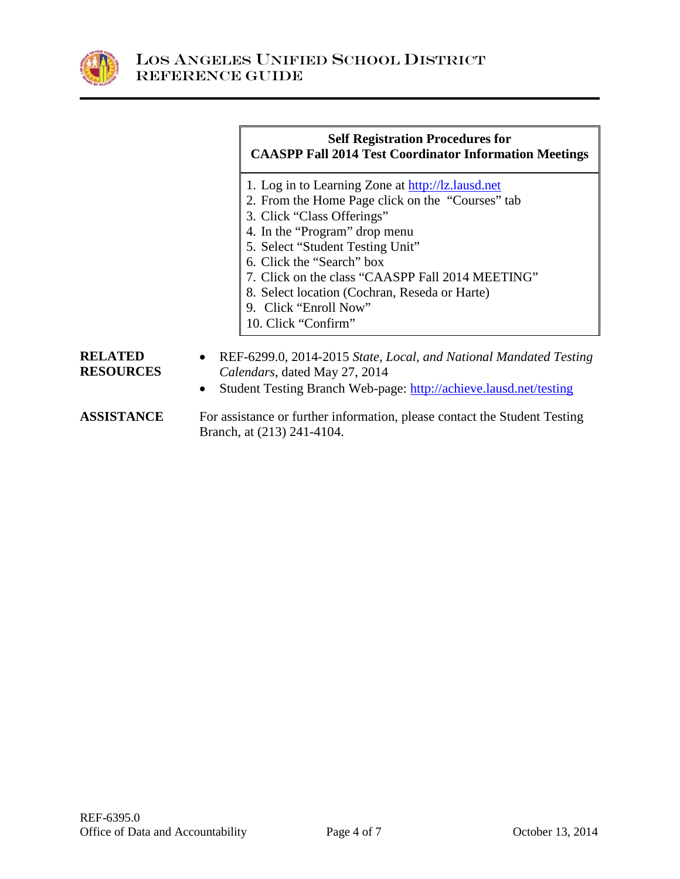| Self Registration Procedures for CAASPP Fall 2014 Test Coordinator Information Meetings |
|---|
| 1. Log in to Learning Zone at http://lz.lausd.net<br>2. From the Home Page click on the "Courses" tab<br>3. Click "Class Offerings"<br>4. In the "Program" drop menu<br>5. Select "Student Testing Unit"<br>6. Click the "Search" box<br>7. Click on the class "CAASPP Fall 2014 MEETING"<br>8. Select location (Cochran, Reseda or Harte)<br>9. Click "Enroll Now"<br>10. Click "Confirm" |

**RELATED RESOURCES**

- REF-6299.0, 2014-2015 *State, Local, and National Mandated Testing Calendars*, dated May 27, 2014
- Student Testing Branch Web-page: http://achieve.lausd.net/testing

**ASSISTANCE**

For assistance or further information, please contact the Student Testing Branch, at (213) 241-4104.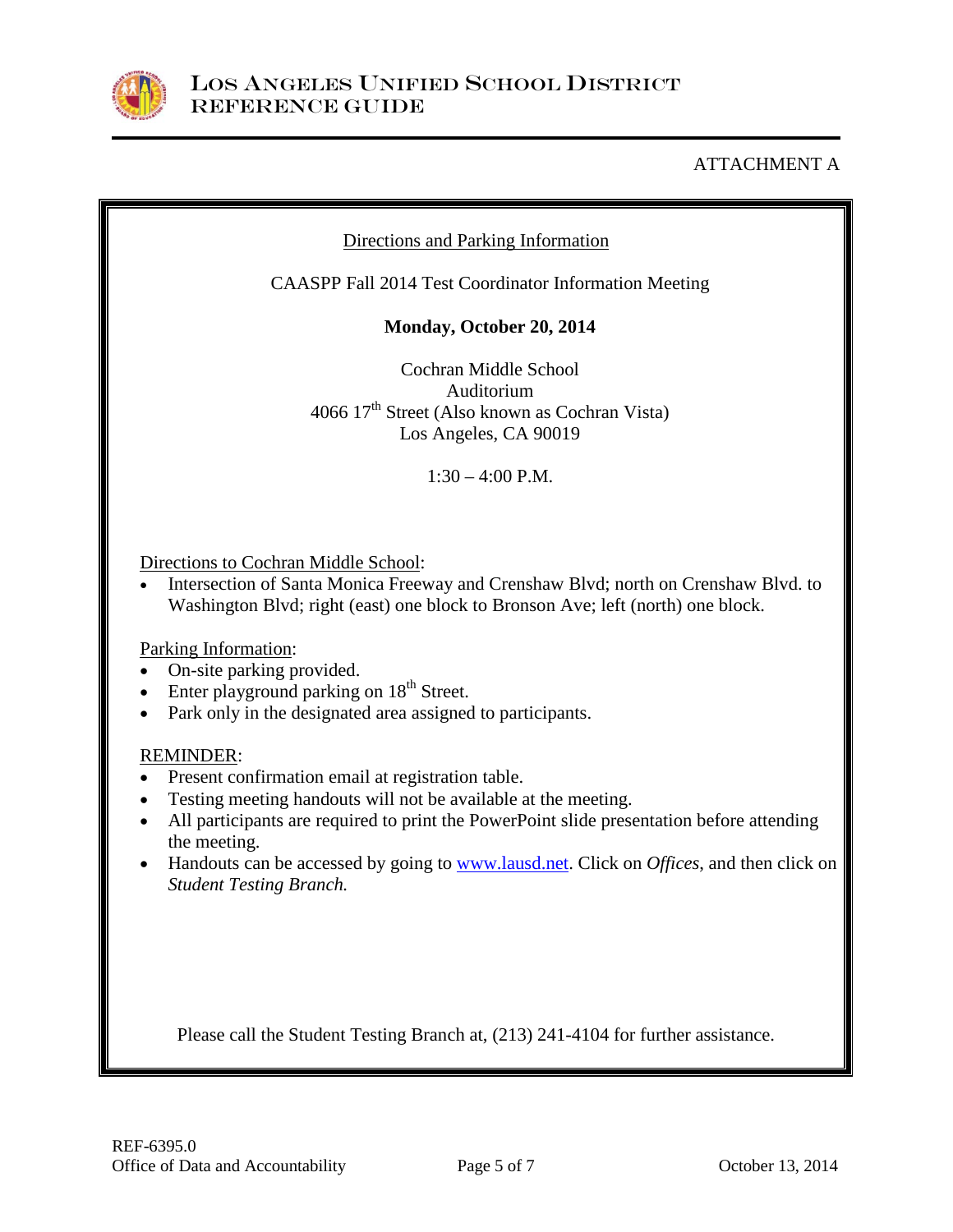ATTACHMENT A

## Directions and Parking Information

CAASPP Fall 2014 Test Coordinator Information Meeting

**Monday, October 20, 2014**

Cochran Middle School
Auditorium
4066 17th Street (Also known as Cochran Vista)
Los Angeles, CA 90019

1:30 – 4:00 P.M.

Directions to Cochran Middle School:

- Intersection of Santa Monica Freeway and Crenshaw Blvd; north on Crenshaw Blvd. to Washington Blvd; right (east) one block to Bronson Ave; left (north) one block.

Parking Information:

- On-site parking provided.
- Enter playground parking on 18th Street.
- Park only in the designated area assigned to participants.

REMINDER:

- Present confirmation email at registration table.
- Testing meeting handouts will not be available at the meeting.
- All participants are required to print the PowerPoint slide presentation before attending the meeting.
- Handouts can be accessed by going to www.lausd.net. Click on *Offices*, and then click on *Student Testing Branch.*

Please call the Student Testing Branch at, (213) 241-4104 for further assistance.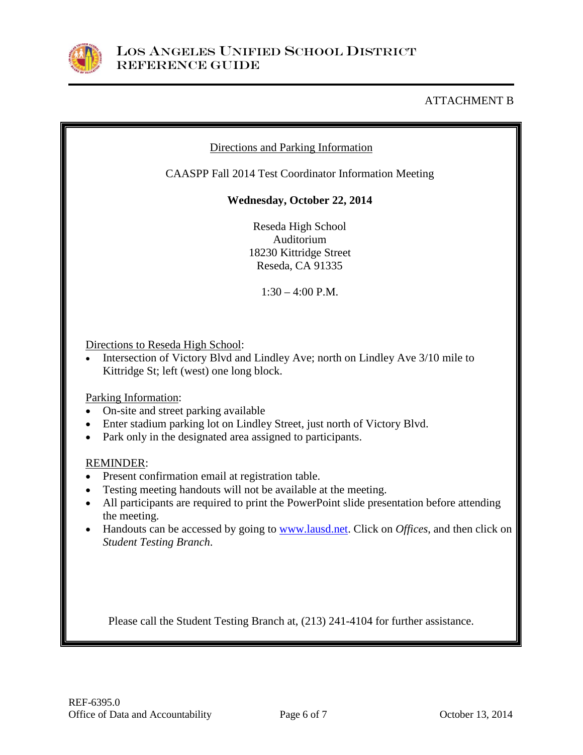ATTACHMENT B

## Directions and Parking Information

CAASPP Fall 2014 Test Coordinator Information Meeting

**Wednesday, October 22, 2014**

Reseda High School
Auditorium
18230 Kittridge Street
Reseda, CA 91335

1:30 – 4:00 P.M.

Directions to Reseda High School:

- Intersection of Victory Blvd and Lindley Ave; north on Lindley Ave 3/10 mile to Kittridge St; left (west) one long block.

Parking Information:

- On-site and street parking available
- Enter stadium parking lot on Lindley Street, just north of Victory Blvd.
- Park only in the designated area assigned to participants.

REMINDER:

- Present confirmation email at registration table.
- Testing meeting handouts will not be available at the meeting.
- All participants are required to print the PowerPoint slide presentation before attending the meeting.
- Handouts can be accessed by going to www.lausd.net. Click on *Offices*, and then click on *Student Testing Branch.*

Please call the Student Testing Branch at, (213) 241-4104 for further assistance.

REF-6395.0
Office of Data and Accountability
October 13, 2014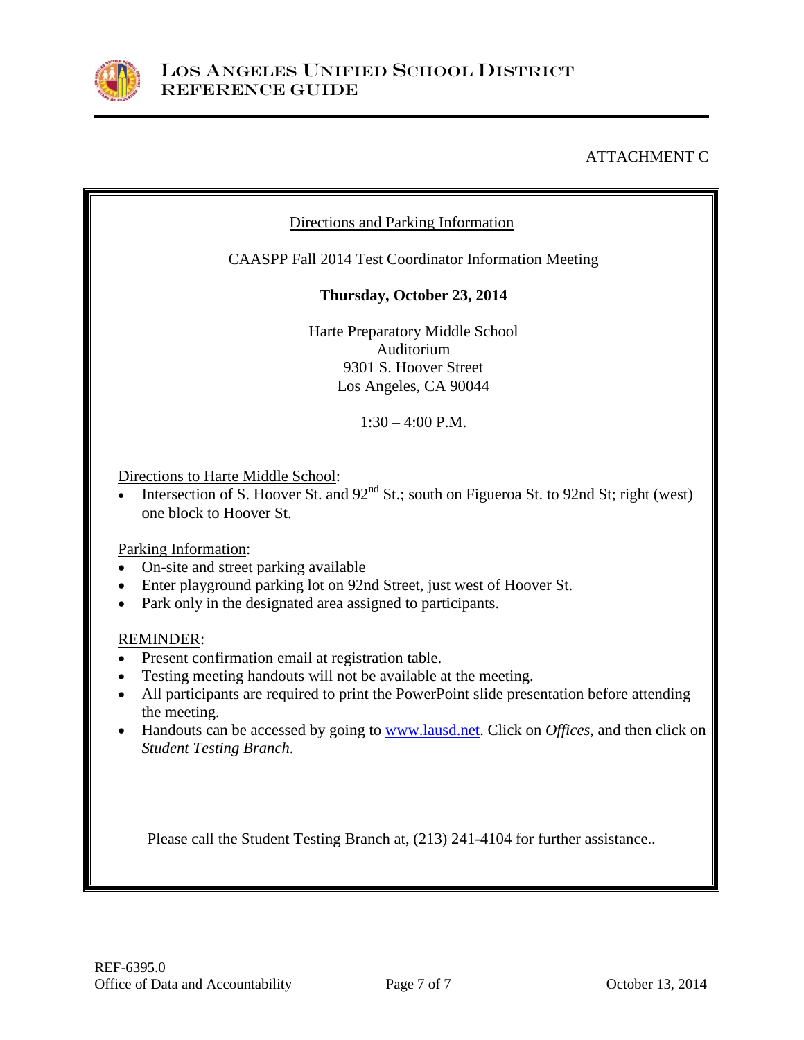ATTACHMENT C

## Directions and Parking Information

CAASPP Fall 2014 Test Coordinator Information Meeting

**Thursday, October 23, 2014**

Harte Preparatory Middle School
Auditorium
9301 S. Hoover Street
Los Angeles, CA 90044

1:30 – 4:00 P.M.

Directions to Harte Middle School:

- Intersection of S. Hoover St. and 92nd St.; south on Figueroa St. to 92nd St; right (west) one block to Hoover St.

Parking Information:

- On-site and street parking available
- Enter playground parking lot on 92nd Street, just west of Hoover St.
- Park only in the designated area assigned to participants.

REMINDER:

- Present confirmation email at registration table.
- Testing meeting handouts will not be available at the meeting.
- All participants are required to print the PowerPoint slide presentation before attending the meeting.
- Handouts can be accessed by going to www.lausd.net. Click on *Offices*, and then click on *Student Testing Branch.*

Please call the Student Testing Branch at, (213) 241-4104 for further assistance..

REF-6395.0
Office of Data and Accountability
October 13, 2014